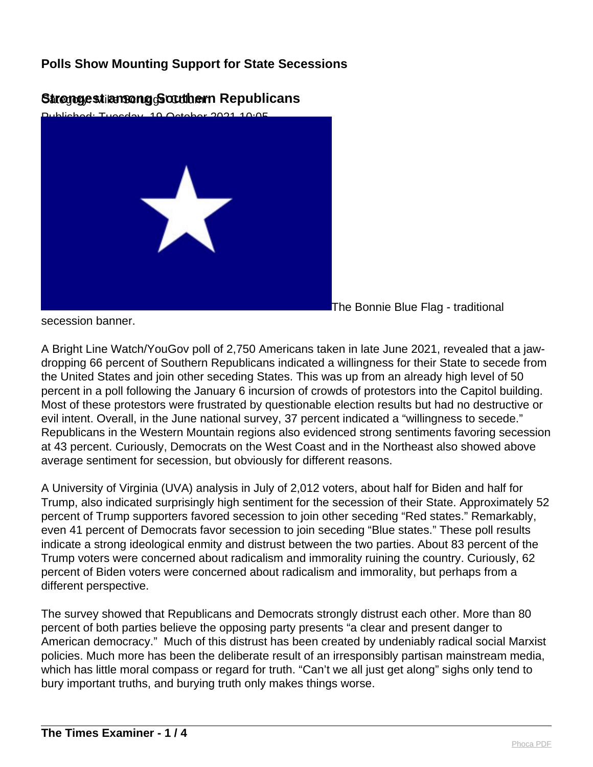# Polls Show Mounting Support for State Secessions

## Strongest among Southern Republicans

Category: Mike Scruggs Column

Published: Tuesday, 19 October 2021 10:05

The Bonnie Blue Flag - traditional secession banner.

A Bright Line Watch/YouGov poll of 2,750 Americans taken in late June 2021, revealed that a jaw-dropping 66 percent of Southern Republicans indicated a willingness for their State to secede from the United States and join other seceding States. This was up from an already high level of 50 percent in a poll following the January 6 incursion of crowds of protestors into the Capitol building. Most of these protestors were frustrated by questionable election results but had no destructive or evil intent. Overall, in the June national survey, 37 percent indicated a "willingness to secede." Republicans in the Western Mountain regions also evidenced strong sentiments favoring secession at 43 percent. Curiously, Democrats on the West Coast and in the Northeast also showed above average sentiment for secession, but obviously for different reasons.

A University of Virginia (UVA) analysis in July of 2,012 voters, about half for Biden and half for Trump, also indicated surprisingly high sentiment for the secession of their State. Approximately 52 percent of Trump supporters favored secession to join other seceding "Red states." Remarkably, even 41 percent of Democrats favor secession to join seceding "Blue states." These poll results indicate a strong ideological enmity and distrust between the two parties. About 83 percent of the Trump voters were concerned about radicalism and immorality ruining the country. Curiously, 62 percent of Biden voters were concerned about radicalism and immorality, but perhaps from a different perspective.

The survey showed that Republicans and Democrats strongly distrust each other. More than 80 percent of both parties believe the opposing party presents "a clear and present danger to American democracy." Much of this distrust has been created by undeniably radical social Marxist policies. Much more has been the deliberate result of an irresponsibly partisan mainstream media, which has little moral compass or regard for truth. "Can't we all just get along" sighs only tend to bury important truths, and burying truth only makes things worse.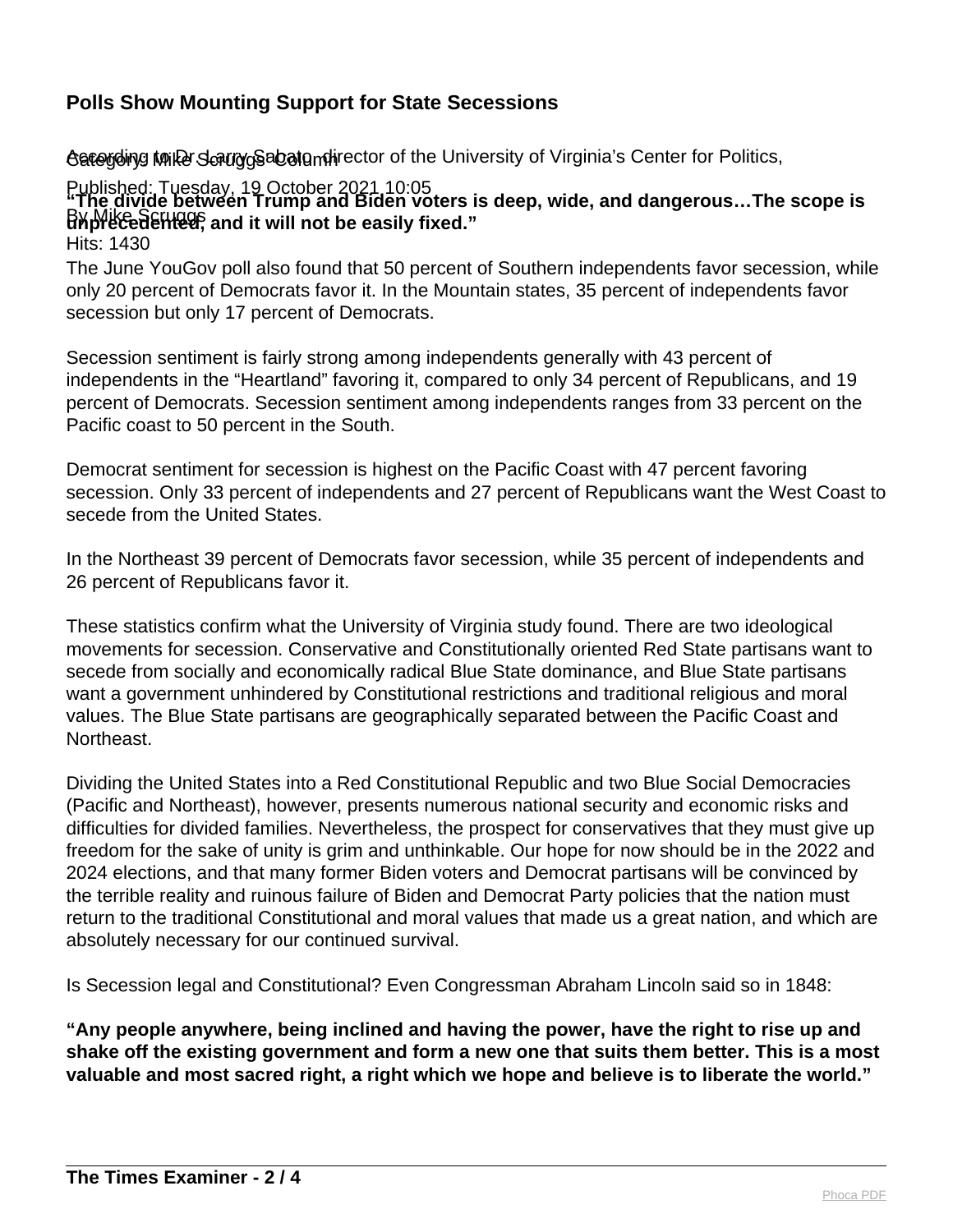## Polls Show Mounting Support for State Secessions

Category: Mike Scruggs Column

Published: Tuesday, 19 October 2021 10:05

By Mike Scruggs

Hits: 1430

According to Dr. Larry Sabato, director of the University of Virginia's Center for Politics,

**"The divide between Trump and Biden voters is deep, wide, and dangerous…The scope is unprecedented, and it will not be easily fixed."**

The June YouGov poll also found that 50 percent of Southern independents favor secession, while only 20 percent of Democrats favor it. In the Mountain states, 35 percent of independents favor secession but only 17 percent of Democrats.

Secession sentiment is fairly strong among independents generally with 43 percent of independents in the "Heartland" favoring it, compared to only 34 percent of Republicans, and 19 percent of Democrats. Secession sentiment among independents ranges from 33 percent on the Pacific coast to 50 percent in the South.

Democrat sentiment for secession is highest on the Pacific Coast with 47 percent favoring secession. Only 33 percent of independents and 27 percent of Republicans want the West Coast to secede from the United States.

In the Northeast 39 percent of Democrats favor secession, while 35 percent of independents and 26 percent of Republicans favor it.

These statistics confirm what the University of Virginia study found. There are two ideological movements for secession. Conservative and Constitutionally oriented Red State partisans want to secede from socially and economically radical Blue State dominance, and Blue State partisans want a government unhindered by Constitutional restrictions and traditional religious and moral values. The Blue State partisans are geographically separated between the Pacific Coast and Northeast.

Dividing the United States into a Red Constitutional Republic and two Blue Social Democracies (Pacific and Northeast), however, presents numerous national security and economic risks and difficulties for divided families. Nevertheless, the prospect for conservatives that they must give up freedom for the sake of unity is grim and unthinkable. Our hope for now should be in the 2022 and 2024 elections, and that many former Biden voters and Democrat partisans will be convinced by the terrible reality and ruinous failure of Biden and Democrat Party policies that the nation must return to the traditional Constitutional and moral values that made us a great nation, and which are absolutely necessary for our continued survival.

Is Secession legal and Constitutional? Even Congressman Abraham Lincoln said so in 1848:

**"Any people anywhere, being inclined and having the power, have the right to rise up and shake off the existing government and form a new one that suits them better. This is a most valuable and most sacred right, a right which we hope and believe is to liberate the world."**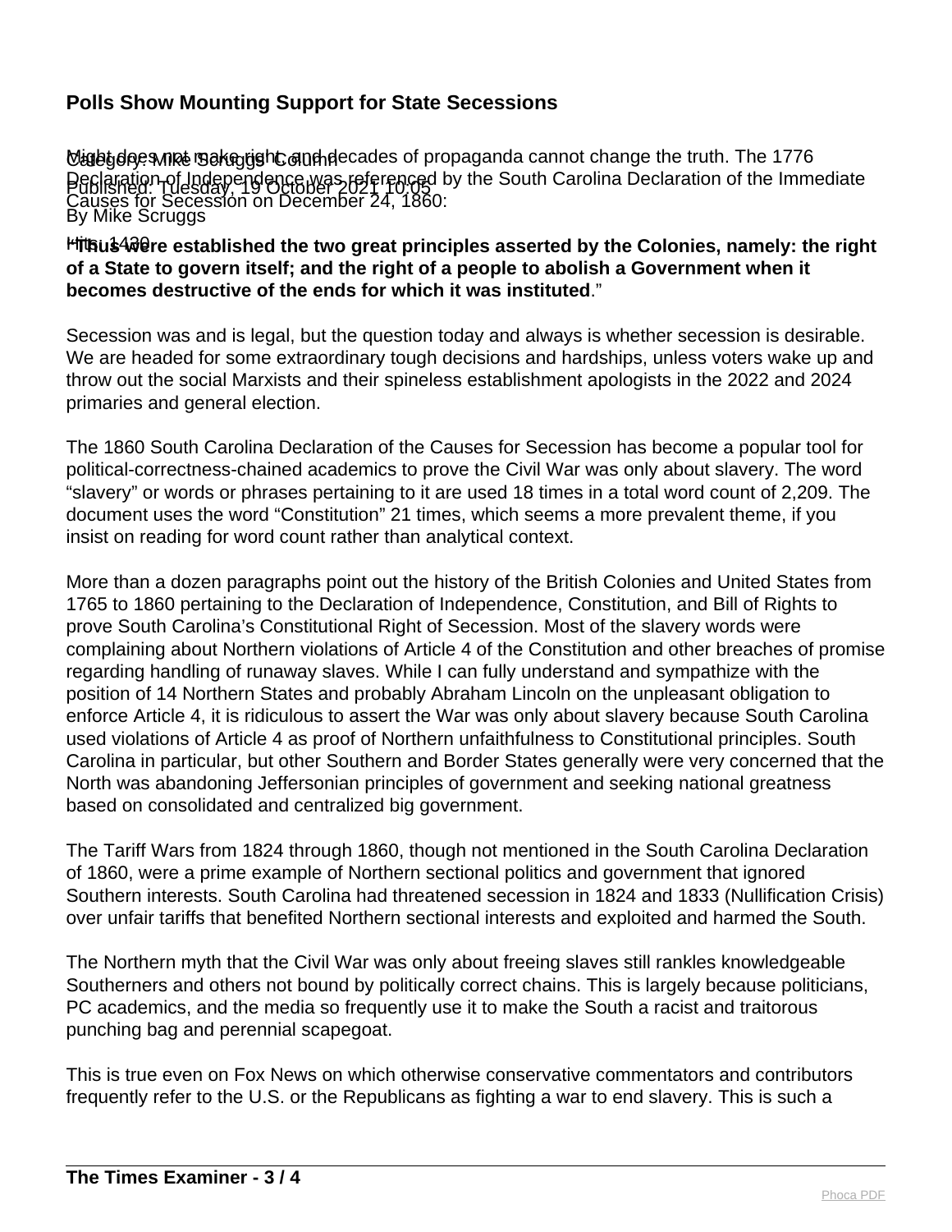## Polls Show Mounting Support for State Secessions

Category: Mike Scruggs Column
Published: Tuesday, 19 October 2021 10:05
By Mike Scruggs
Hits: 1430

Might does not make right, and decades of propaganda cannot change the truth. The 1776 Declaration of Independence was referenced by the South Carolina Declaration of the Immediate Causes for Secession on December 24, 1860:

"**Thus were established the two great principles asserted by the Colonies, namely: the right of a State to govern itself; and the right of a people to abolish a Government when it becomes destructive of the ends for which it was instituted**."

Secession was and is legal, but the question today and always is whether secession is desirable. We are headed for some extraordinary tough decisions and hardships, unless voters wake up and throw out the social Marxists and their spineless establishment apologists in the 2022 and 2024 primaries and general election.

The 1860 South Carolina Declaration of the Causes for Secession has become a popular tool for political-correctness-chained academics to prove the Civil War was only about slavery. The word "slavery" or words or phrases pertaining to it are used 18 times in a total word count of 2,209. The document uses the word "Constitution" 21 times, which seems a more prevalent theme, if you insist on reading for word count rather than analytical context.

More than a dozen paragraphs point out the history of the British Colonies and United States from 1765 to 1860 pertaining to the Declaration of Independence, Constitution, and Bill of Rights to prove South Carolina's Constitutional Right of Secession. Most of the slavery words were complaining about Northern violations of Article 4 of the Constitution and other breaches of promise regarding handling of runaway slaves. While I can fully understand and sympathize with the position of 14 Northern States and probably Abraham Lincoln on the unpleasant obligation to enforce Article 4, it is ridiculous to assert the War was only about slavery because South Carolina used violations of Article 4 as proof of Northern unfaithfulness to Constitutional principles. South Carolina in particular, but other Southern and Border States generally were very concerned that the North was abandoning Jeffersonian principles of government and seeking national greatness based on consolidated and centralized big government.

The Tariff Wars from 1824 through 1860, though not mentioned in the South Carolina Declaration of 1860, were a prime example of Northern sectional politics and government that ignored Southern interests. South Carolina had threatened secession in 1824 and 1833 (Nullification Crisis) over unfair tariffs that benefited Northern sectional interests and exploited and harmed the South.

The Northern myth that the Civil War was only about freeing slaves still rankles knowledgeable Southerners and others not bound by politically correct chains. This is largely because politicians, PC academics, and the media so frequently use it to make the South a racist and traitorous punching bag and perennial scapegoat.

This is true even on Fox News on which otherwise conservative commentators and contributors frequently refer to the U.S. or the Republicans as fighting a war to end slavery. This is such a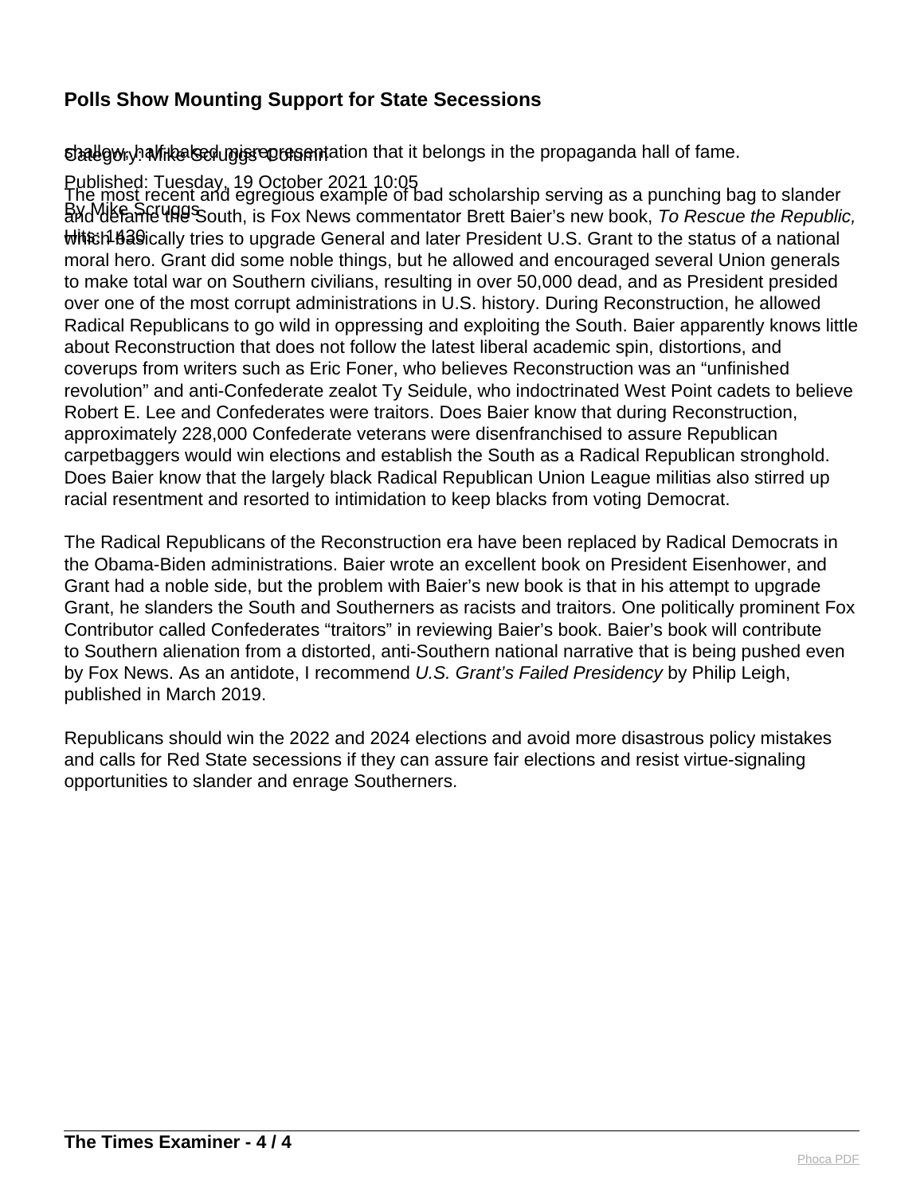shallow, half-baked misrepresentation that it belongs in the propaganda hall of fame.

The most recent and egregious example of bad scholarship serving as a punching bag to slander and defame the South, is Fox News commentator Brett Baier's new book, *To Rescue the Republic,* which basically tries to upgrade General and later President U.S. Grant to the status of a national moral hero. Grant did some noble things, but he allowed and encouraged several Union generals to make total war on Southern civilians, resulting in over 50,000 dead, and as President presided over one of the most corrupt administrations in U.S. history. During Reconstruction, he allowed Radical Republicans to go wild in oppressing and exploiting the South. Baier apparently knows little about Reconstruction that does not follow the latest liberal academic spin, distortions, and coverups from writers such as Eric Foner, who believes Reconstruction was an "unfinished revolution" and anti-Confederate zealot Ty Seidule, who indoctrinated West Point cadets to believe Robert E. Lee and Confederates were traitors. Does Baier know that during Reconstruction, approximately 228,000 Confederate veterans were disenfranchised to assure Republican carpetbaggers would win elections and establish the South as a Radical Republican stronghold. Does Baier know that the largely black Radical Republican Union League militias also stirred up racial resentment and resorted to intimidation to keep blacks from voting Democrat.

The Radical Republicans of the Reconstruction era have been replaced by Radical Democrats in the Obama-Biden administrations. Baier wrote an excellent book on President Eisenhower, and Grant had a noble side, but the problem with Baier's new book is that in his attempt to upgrade Grant, he slanders the South and Southerners as racists and traitors. One politically prominent Fox Contributor called Confederates "traitors" in reviewing Baier's book. Baier's book will contribute to Southern alienation from a distorted, anti-Southern national narrative that is being pushed even by Fox News. As an antidote, I recommend *U.S. Grant's Failed Presidency* by Philip Leigh, published in March 2019.

Republicans should win the 2022 and 2024 elections and avoid more disastrous policy mistakes and calls for Red State secessions if they can assure fair elections and resist virtue-signaling opportunities to slander and enrage Southerners.